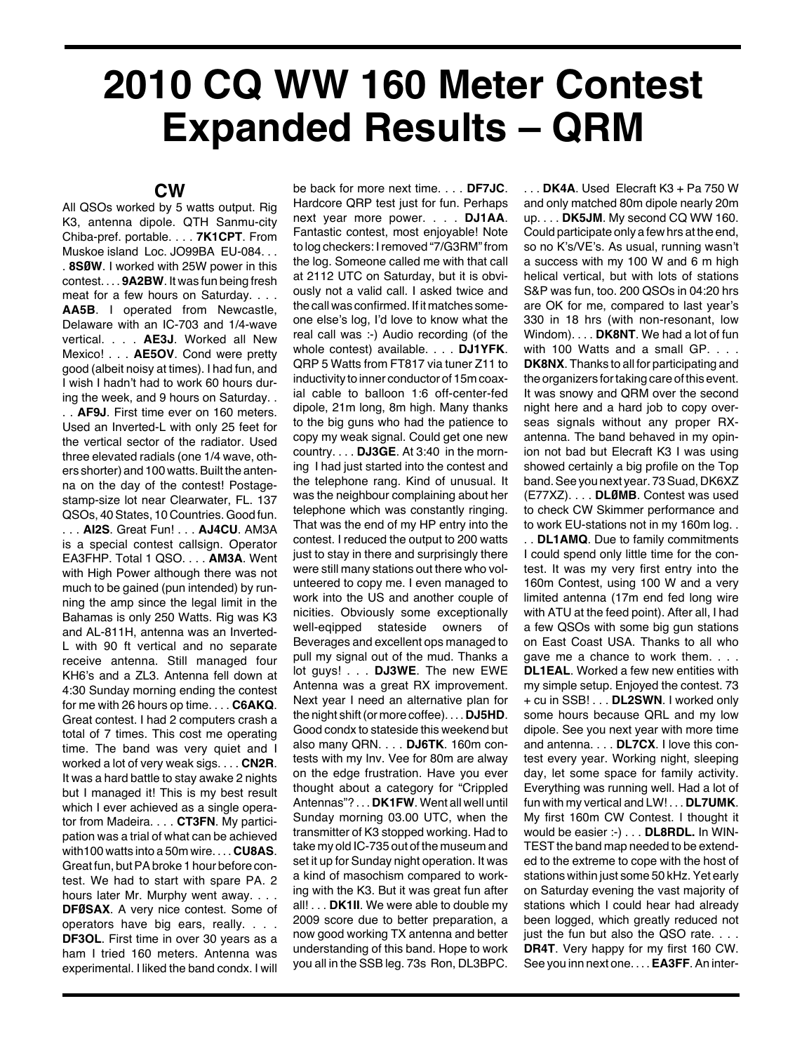# 2010 CQ WW 160 Meter Contest Expanded Results – QRM

## CW

All QSOs worked by 5 watts output. Rig K3, antenna dipole. QTH Sanmu-city Chiba-pref. portable. . . . **7K1CPT**. From Muskoe island Loc. JO99BA EU-084. . . . **8SØW**. I worked with 25W power in this contest. . . . **9A2BW**. It was fun being fresh meat for a few hours on Saturday. . . . **AA5B**. I operated from Newcastle, Delaware with an IC-703 and 1/4-wave vertical. . . . **AE3J**. Worked all New Mexico! . . . **AE5OV**. Cond were pretty good (albeit noisy at times). I had fun, and I wish I hadn't had to work 60 hours during the week, and 9 hours on Saturday. . . . **AF9J**. First time ever on 160 meters. Used an Inverted-L with only 25 feet for the vertical sector of the radiator. Used three elevated radials (one 1/4 wave, others shorter) and 100 watts. Built the antenna on the day of the contest! Postage-stamp-size lot near Clearwater, FL. 137 QSOs, 40 States, 10 Countries. Good fun. . . . **AI2S**. Great Fun! . . . **AJ4CU**. AM3A is a special contest callsign. Operator EA3FHP. Total 1 QSO. . . . **AM3A**. Went with High Power although there was not much to be gained (pun intended) by running the amp since the legal limit in the Bahamas is only 250 Watts. Rig was K3 and AL-811H, antenna was an Inverted-L with 90 ft vertical and no separate receive antenna. Still managed four KH6's and a ZL3. Antenna fell down at 4:30 Sunday morning ending the contest for me with 26 hours op time. . . . **C6AKQ**. Great contest. I had 2 computers crash a total of 7 times. This cost me operating time. The band was very quiet and I worked a lot of very weak sigs. . . . **CN2R**. It was a hard battle to stay awake 2 nights but I managed it! This is my best result which I ever achieved as a single operator from Madeira. . . . **CT3FN**. My participation was a trial of what can be achieved with100 watts into a 50m wire. . . . **CU8AS**. Great fun, but PA broke 1 hour before contest. We had to start with spare PA. 2 hours later Mr. Murphy went away. . . . **DFØSAX**. A very nice contest. Some of operators have big ears, really. . . . **DF3OL**. First time in over 30 years as a ham I tried 160 meters. Antenna was experimental. I liked the band condx. I will be back for more next time. . . . **DF7JC**. Hardcore QRP test just for fun. Perhaps next year more power. . . . **DJ1AA**. Fantastic contest, most enjoyable! Note to log checkers: I removed "7/G3RM" from the log. Someone called me with that call at 2112 UTC on Saturday, but it is obviously not a valid call. I asked twice and the call was confirmed. If it matches someone else's log, I'd love to know what the real call was :-) Audio recording (of the whole contest) available. . . . **DJ1YFK**. QRP 5 Watts from FT817 via tuner Z11 to inductivity to inner conductor of 15m coaxial cable to balloon 1:6 off-center-fed dipole, 21m long, 8m high. Many thanks to the big guns who had the patience to copy my weak signal. Could get one new country. . . . **DJ3GE**. At 3:40 in the morning I had just started into the contest and the telephone rang. Kind of unusual. It was the neighbour complaining about her telephone which was constantly ringing. That was the end of my HP entry into the contest. I reduced the output to 200 watts just to stay in there and surprisingly there were still many stations out there who volunteered to copy me. I even managed to work into the US and another couple of nicities. Obviously some exceptionally well-eqipped stateside owners of Beverages and excellent ops managed to pull my signal out of the mud. Thanks a lot guys! . . . **DJ3WE**. The new EWE Antenna was a great RX improvement. Next year I need an alternative plan for the night shift (or more coffee). . . . **DJ5HD**. Good condx to stateside this weekend but also many QRN. . . . **DJ6TK**. 160m contests with my Inv. Vee for 80m are alway on the edge frustration. Have you ever thought about a category for "Crippled Antennas"? . . . **DK1FW**. Went all well until Sunday morning 03.00 UTC, when the transmitter of K3 stopped working. Had to take my old IC-735 out of the museum and set it up for Sunday night operation. It was a kind of masochism compared to working with the K3. But it was great fun after all! . . . **DK1II**. We were able to double my 2009 score due to better preparation, a now good working TX antenna and better understanding of this band. Hope to work you all in the SSB leg. 73s Ron, DL3BPC. . . . **DK4A**. Used Elecraft K3 + Pa 750 W and only matched 80m dipole nearly 20m up. . . . **DK5JM**. My second CQ WW 160. Could participate only a few hrs at the end, so no K's/VE's. As usual, running wasn't a success with my 100 W and 6 m high helical vertical, but with lots of stations S&P was fun, too. 200 QSOs in 04:20 hrs are OK for me, compared to last year's 330 in 18 hrs (with non-resonant, low Windom). . . . **DK8NT**. We had a lot of fun with 100 Watts and a small GP. . . . **DK8NX**. Thanks to all for participating and the organizers for taking care of this event. It was snowy and QRM over the second night here and a hard job to copy overseas signals without any proper RX-antenna. The band behaved in my opinion not bad but Elecraft K3 I was using showed certainly a big profile on the Top band. See you next year. 73 Suad, DK6XZ (E77XZ). . . . **DLØMB**. Contest was used to check CW Skimmer performance and to work EU-stations not in my 160m log. . . . **DL1AMQ**. Due to family commitments I could spend only little time for the contest. It was my very first entry into the 160m Contest, using 100 W and a very limited antenna (17m end fed long wire with ATU at the feed point). After all, I had a few QSOs with some big gun stations on East Coast USA. Thanks to all who gave me a chance to work them. . . . **DL1EAL**. Worked a few new entities with my simple setup. Enjoyed the contest. 73 + cu in SSB! . . . **DL2SWN**. I worked only some hours because QRL and my low dipole. See you next year with more time and antenna. . . . **DL7CX**. I love this contest every year. Working night, sleeping day, let some space for family activity. Everything was running well. Had a lot of fun with my vertical and LW! . . . **DL7UMK**. My first 160m CW Contest. I thought it would be easier :-) . . . **DL8RDL.** In WIN-TEST the band map needed to be extended to the extreme to cope with the host of stations within just some 50 kHz. Yet early on Saturday evening the vast majority of stations which I could hear had already been logged, which greatly reduced not just the fun but also the QSO rate. . . . **DR4T**. Very happy for my first 160 CW. See you inn next one. . . . **EA3FF**. An inter-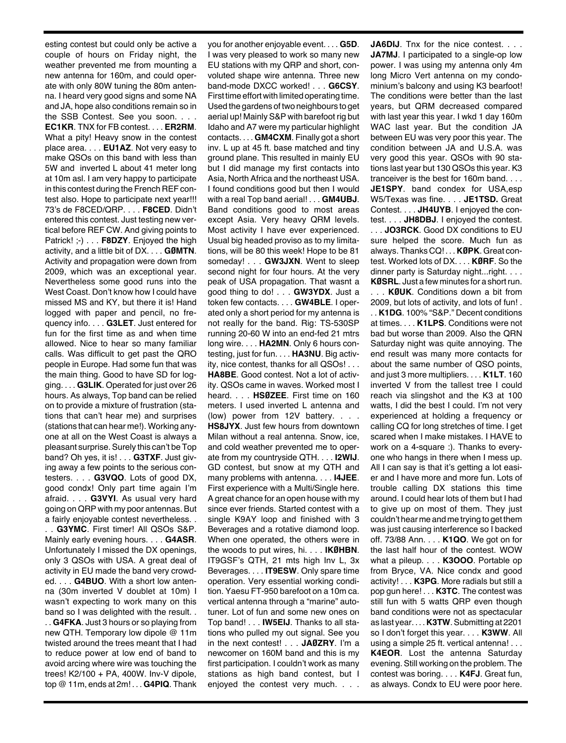esting contest but could only be active a couple of hours on Friday night, the weather prevented me from mounting a new antenna for 160m, and could operate with only 80W tuning the 80m antenna. I heard very good signs and some NA and JA, hope also conditions remain so in the SSB Contest. See you soon. . . . **EC1KR**. TNX for FB contest. . . . **ER2RM**. What a pity! Heavy snow in the contest place area. . . . **EU1AZ**. Not very easy to make QSOs on this band with less than 5W and inverted L about 41 meter long at 10m asl. I am very happy to participate in this contest during the French REF contest also. Hope to participate next year!!! 73's de F8CED/QRP. . . . **F8CED**. Didn't entered this contest. Just testing new vertical before REF CW. And giving points to Patrick! ;-) . . . **F8DZY**. Enjoyed the high activity, and a little bit of DX. . . . **GØMTN**. Activity and propagation were down from 2009, which was an exceptional year. Nevertheless some good runs into the West Coast. Don't know how I could have missed MS and KY, but there it is! Hand logged with paper and pencil, no frequency info. . . . **G3LET**. Just entered for fun for the first time as and when time allowed. Nice to hear so many familiar calls. Was difficult to get past the QRO people in Europe. Had some fun that was the main thing. Good to have SD for logging. . . . **G3LIK**. Operated for just over 26 hours. As always, Top band can be relied on to provide a mixture of frustration (stations that can't hear me) and surprises (stations that can hear me!). Working anyone at all on the West Coast is always a pleasant surprise. Surely this can't be Top band? Oh yes, it is! . . . **G3TXF**. Just giving away a few points to the serious contesters. . . . **G3VQO**. Lots of good DX, good condx! Only part time again I'm afraid. . . . **G3VYI**. As usual very hard going on QRP with my poor antennas. But a fairly enjoyable contest nevertheless. . . . **G3YMC**. First timer! All QSOs S&P. Mainly early evening hours. . . . **G4ASR**. Unfortunately I missed the DX openings, only 3 QSOs with USA. A great deal of activity in EU made the band very crowded. . . . **G4BUO**. With a short low antenna (30m inverted V doublet at 10m) I wasn't expecting to work many on this band so I was delighted with the result. . . . **G4FKA**. Just 3 hours or so playing from new QTH. Temporary low dipole @ 11m twisted around the trees meant that I had to reduce power at low end of band to avoid arcing where wire was touching the trees! K2/100 + PA, 400W. Inv-V dipole, top @ 11m, ends at 2m! . . . **G4PIQ**. Thank you for another enjoyable event. . . . **G5D**. I was very pleased to work so many new EU stations with my QRP and short, convoluted shape wire antenna. Three new band-mode DXCC worked! . . . **G6CSY**. First time effort with limited operating time. Used the gardens of two neighbours to get aerial up! Mainly S&P with barefoot rig but Idaho and A7 were my particular highlight contacts. . . . **GM4CXM**. Finally got a short inv. L up at 45 ft. base matched and tiny ground plane. This resulted in mainly EU but I did manage my first contacts into Asia, North Africa and the northeast USA. I found conditions good but then I would with a real Top band aerial! . . . **GM4UBJ**. Band conditions good to most areas except Asia. Very heavy QRM levels. Most activity I have ever experienced. Usual big headed proviso as to my limitations, will be 80 this week! Hope to be 81 someday! . . . **GW3JXN**. Went to sleep second night for four hours. At the very peak of USA propagation. That wasnt a good thing to do! . . . **GW3YDX**. Just a token few contacts. . . . **GW4BLE**. I operated only a short period for my antenna is not really for the band. Rig: TS-530SP running 20-60 W into an end-fed 21 mtrs long wire. . . . **HA2MN**. Only 6 hours contesting, just for fun. . . . **HA3NU**. Big activity, nice contest, thanks for all QSOs! . . . **HA8BE**. Good contest. Not a lot of activity. QSOs came in waves. Worked most I heard. . . . **HSØZEE**. First time on 160 meters. I used inverted L antenna and (low) power from 12V battery. . . . **HS8JYX**. Just few hours from downtown Milan without a real antenna. Snow, ice, and cold weather prevented me to operate from my countryside QTH. . . . **I2WIJ**. GD contest, but snow at my QTH and many problems with antenna. . . . **I4JEE**. First experience with a Multi/Single here. A great chance for an open house with my since ever friends. Started contest with a single K9AY loop and finished with 3 Beverages and a rotative diamond loop. When one operated, the others were in the woods to put wires, hi. . . . **IKØHBN**. IT9GSF's QTH, 21 mts high Inv L, 3x Beverages. . . . **IT9ESW**. Only spare time operation. Very essential working condition. Yaesu FT-950 barefoot on a 10m ca. vertical antenna through a "marine" autotuner. Lot of fun and some new ones on Top band! . . . **IW5EIJ**. Thanks to all stations who pulled my out signal. See you in the next contest! . . . **JAØZRY**. I'm a newcomer on 160M band and this is my first participation. I couldn't work as many stations as high band contest, but I enjoyed the contest very much. . . . **JA6DIJ**. Tnx for the nice contest. . . . **JA7MJ**. I participated to a single-op low power. I was using my antenna only 4m long Micro Vert antenna on my condominium's balcony and using K3 bearfoot! The conditions were better than the last years, but QRM decreased compared with last year this year. I wkd 1 day 160m WAC last year. But the condition JA between EU was very poor this year. The condition between JA and U.S.A. was very good this year. QSOs with 90 stations last year but 130 QSOs this year. K3 tranceiver is the best for 160m band. . . . **JE1SPY**. band condex for USA,esp W5/Texas was fine. . . . **JE1TSD.** Great Contest. . . . **JH4UYB**. I enjoyed the contest. . . . **JH8DBJ**. I enjoyed the contest. . . . **JO3RCK**. Good DX conditions to EU sure helped the score. Much fun as always. Thanks CQ! . . . **KØPK**. Great contest. Worked lots of DX. . . . **KØRF**. So the dinner party is Saturday night...right. . . . **KØSRL**. Just a few minutes for a short run. . . . **KØUK**. Conditions down a bit from 2009, but lots of activity, and lots of fun! . . . **K1DG**. 100% "S&P." Decent conditions at times. . . . **K1LPS**. Conditions were not bad but worse than 2009. Also the QRN Saturday night was quite annoying. The end result was many more contacts for about the same number of QSO points, and just 3 more multipliers. . . . **K1LT**. 160 inverted V from the tallest tree I could reach via slingshot and the K3 at 100 watts, I did the best I could. I'm not very experienced at holding a frequency or calling CQ for long stretches of time. I get scared when I make mistakes. I HAVE to work on a 4-square :). Thanks to everyone who hangs in there when I mess up. All I can say is that it's getting a lot easier and I have more and more fun. Lots of trouble calling DX stations this time around. I could hear lots of them but I had to give up on most of them. They just couldn't hear me and me trying to get them was just causing interference so I backed off. 73/88 Ann. . . . **K1QO**. We got on for the last half hour of the contest. WOW what a pileup. . . . **K3OOO**. Portable op from Bryce, VA. Nice condx and good activity! . . . **K3PG**. More radials but still a pop gun here! . . . **K3TC**. The contest was still fun with 5 watts QRP even though band conditions were not as spectacular as last year. . . . **K3TW**. Submitting at 2201 so I don't forget this year. . . . **K3WW**. All using a simple 25 ft. vertical antenna! . . . **K4EOR**. Lost the antenna Saturday evening. Still working on the problem. The contest was boring. . . . **K4FJ**. Great fun, as always. Condx to EU were poor here.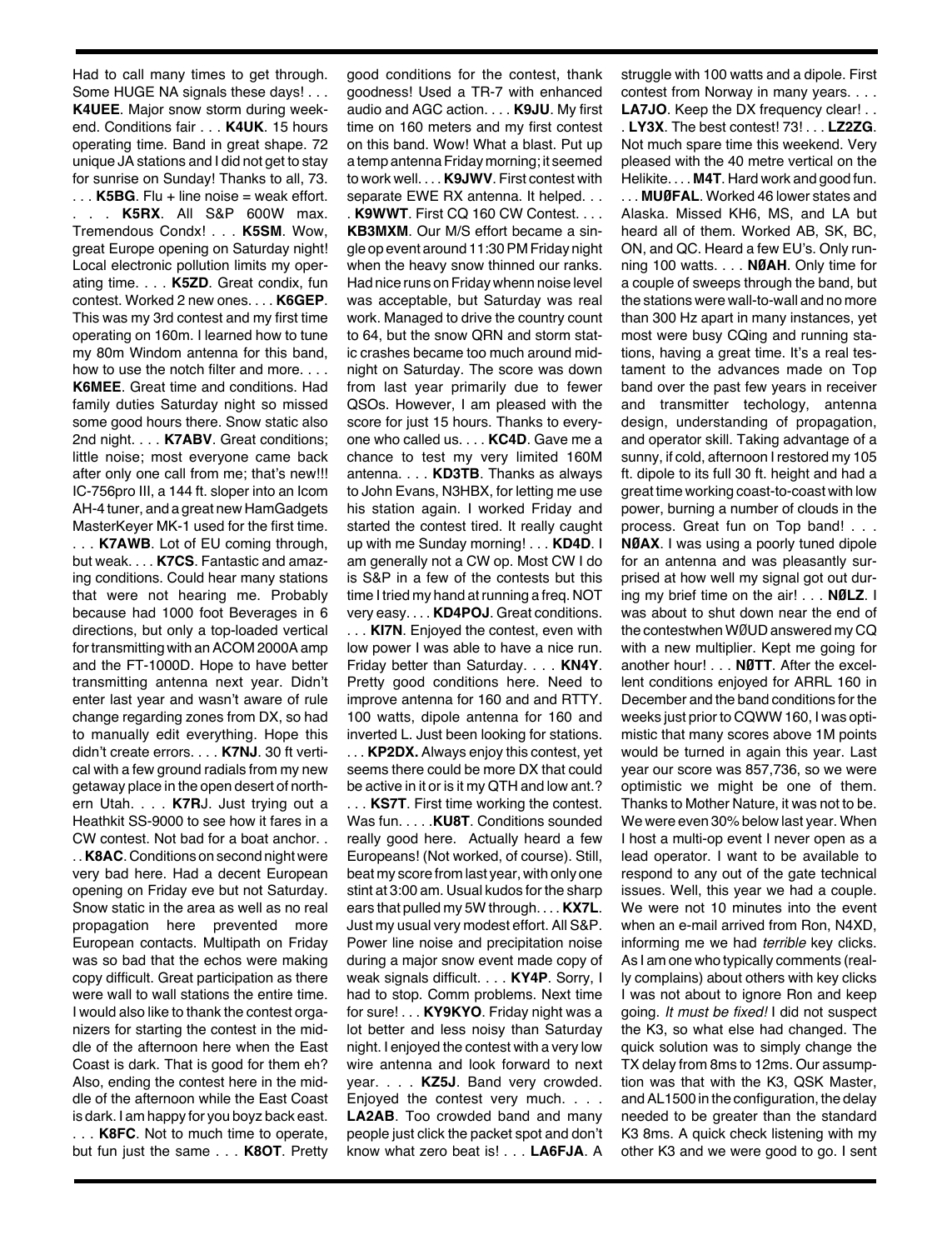Had to call many times to get through. Some HUGE NA signals these days! . . . **K4UEE**. Major snow storm during weekend. Conditions fair . . . **K4UK**. 15 hours operating time. Band in great shape. 72 unique JA stations and I did not get to stay for sunrise on Sunday! Thanks to all, 73. . . . **K5BG**. Flu + line noise = weak effort. . . . **K5RX**. All S&P 600W max. Tremendous Condx! . . . **K5SM**. Wow, great Europe opening on Saturday night! Local electronic pollution limits my operating time. . . . **K5ZD**. Great condix, fun contest. Worked 2 new ones. . . . **K6GEP**. This was my 3rd contest and my first time operating on 160m. I learned how to tune my 80m Windom antenna for this band, how to use the notch filter and more. . . . **K6MEE**. Great time and conditions. Had family duties Saturday night so missed some good hours there. Snow static also 2nd night. . . . **K7ABV**. Great conditions; little noise; most everyone came back after only one call from me; that's new!!! IC-756pro III, a 144 ft. sloper into an Icom AH-4 tuner, and a great new HamGadgets MasterKeyer MK-1 used for the first time. . . . **K7AWB**. Lot of EU coming through, but weak. . . . **K7CS**. Fantastic and amazing conditions. Could hear many stations that were not hearing me. Probably because had 1000 foot Beverages in 6 directions, but only a top-loaded vertical for transmitting with an ACOM 2000A amp and the FT-1000D. Hope to have better transmitting antenna next year. Didn't enter last year and wasn't aware of rule change regarding zones from DX, so had to manually edit everything. Hope this didn't create errors. . . . **K7NJ**. 30 ft vertical with a few ground radials from my new getaway place in the open desert of northern Utah. . . . **K7RJ**. Just trying out a Heathkit SS-9000 to see how it fares in a CW contest. Not bad for a boat anchor. . . . **K8AC**. Conditions on second night were very bad here. Had a decent European opening on Friday eve but not Saturday. Snow static in the area as well as no real propagation here prevented more European contacts. Multipath on Friday was so bad that the echos were making copy difficult. Great participation as there were wall to wall stations the entire time. I would also like to thank the contest organizers for starting the contest in the middle of the afternoon here when the East Coast is dark. That is good for them eh? Also, ending the contest here in the middle of the afternoon while the East Coast is dark. I am happy for you boyz back east. . . . **K8FC**. Not to much time to operate, but fun just the same . . . **K8OT**. Pretty good conditions for the contest, thank goodness! Used a TR-7 with enhanced audio and AGC action. . . . **K9JU**. My first time on 160 meters and my first contest on this band. Wow! What a blast. Put up a temp antenna Friday morning; it seemed to work well. . . . **K9JWV**. First contest with separate EWE RX antenna. It helped. . . . **K9WWT**. First CQ 160 CW Contest. . . . **KB3MXM**. Our M/S effort became a single op event around 11:30 PM Friday night when the heavy snow thinned our ranks. Had nice runs on Friday whenn noise level was acceptable, but Saturday was real work. Managed to drive the country count to 64, but the snow QRN and storm static crashes became too much around midnight on Saturday. The score was down from last year primarily due to fewer QSOs. However, I am pleased with the score for just 15 hours. Thanks to everyone who called us. . . . **KC4D**. Gave me a chance to test my very limited 160M antenna. . . . **KD3TB**. Thanks as always to John Evans, N3HBX, for letting me use his station again. I worked Friday and started the contest tired. It really caught up with me Sunday morning! . . . **KD4D**. I am generally not a CW op. Most CW I do is S&P in a few of the contests but this time I tried my hand at running a freq. NOT very easy. . . . **KD4POJ**. Great conditions. . . . **KI7N**. Enjoyed the contest, even with low power I was able to have a nice run. Friday better than Saturday. . . . **KN4Y**. Pretty good conditions here. Need to improve antenna for 160 and and RTTY. 100 watts, dipole antenna for 160 and inverted L. Just been looking for stations. . . . **KP2DX.** Always enjoy this contest, yet seems there could be more DX that could be active in it or is it my QTH and low ant.? . . . **KS7T**. First time working the contest. Was fun. . . . .**KU8T**. Conditions sounded really good here. Actually heard a few Europeans! (Not worked, of course). Still, beat my score from last year, with only one stint at 3:00 am. Usual kudos for the sharp ears that pulled my 5W through. . . . **KX7L**. Just my usual very modest effort. All S&P. Power line noise and precipitation noise during a major snow event made copy of weak signals difficult. . . . **KY4P**. Sorry, I had to stop. Comm problems. Next time for sure! . . . **KY9KYO**. Friday night was a lot better and less noisy than Saturday night. I enjoyed the contest with a very low wire antenna and look forward to next year. . . . **KZ5J**. Band very crowded. Enjoyed the contest very much. . . . **LA2AB**. Too crowded band and many people just click the packet spot and don't know what zero beat is! . . . **LA6FJA**. A struggle with 100 watts and a dipole. First contest from Norway in many years. . . . **LA7JO**. Keep the DX frequency clear! . . . **LY3X**. The best contest! 73! . . . **LZ2ZG**. Not much spare time this weekend. Very pleased with the 40 metre vertical on the Helikite. . . . **M4T**. Hard work and good fun. . . . **MUØFAL**. Worked 46 lower states and Alaska. Missed KH6, MS, and LA but heard all of them. Worked AB, SK, BC, ON, and QC. Heard a few EU's. Only running 100 watts. . . . **NØAH**. Only time for a couple of sweeps through the band, but the stations were wall-to-wall and no more than 300 Hz apart in many instances, yet most were busy CQing and running stations, having a great time. It's a real testament to the advances made on Top band over the past few years in receiver and transmitter techology, antenna design, understanding of propagation, and operator skill. Taking advantage of a sunny, if cold, afternoon I restored my 105 ft. dipole to its full 30 ft. height and had a great time working coast-to-coast with low power, burning a number of clouds in the process. Great fun on Top band! . . . **NØAX**. I was using a poorly tuned dipole for an antenna and was pleasantly surprised at how well my signal got out during my brief time on the air! . . . **NØLZ**. I was about to shut down near the end of the contestwhen WØUD answered my CQ with a new multiplier. Kept me going for another hour! . . . **NØTT**. After the excellent conditions enjoyed for ARRL 160 in December and the band conditions for the weeks just prior to CQWW 160, I was optimistic that many scores above 1M points would be turned in again this year. Last year our score was 857,736, so we were optimistic we might be one of them. Thanks to Mother Nature, it was not to be. We were even 30% below last year. When I host a multi-op event I never open as a lead operator. I want to be available to respond to any out of the gate technical issues. Well, this year we had a couple. We were not 10 minutes into the event when an e-mail arrived from Ron, N4XD, informing me we had *terrible* key clicks. As I am one who typically comments (really complains) about others with key clicks I was not about to ignore Ron and keep going. *It must be fixed!* I did not suspect the K3, so what else had changed. The quick solution was to simply change the TX delay from 8ms to 12ms. Our assumption was that with the K3, QSK Master, and AL1500 in the configuration, the delay needed to be greater than the standard K3 8ms. A quick check listening with my other K3 and we were good to go. I sent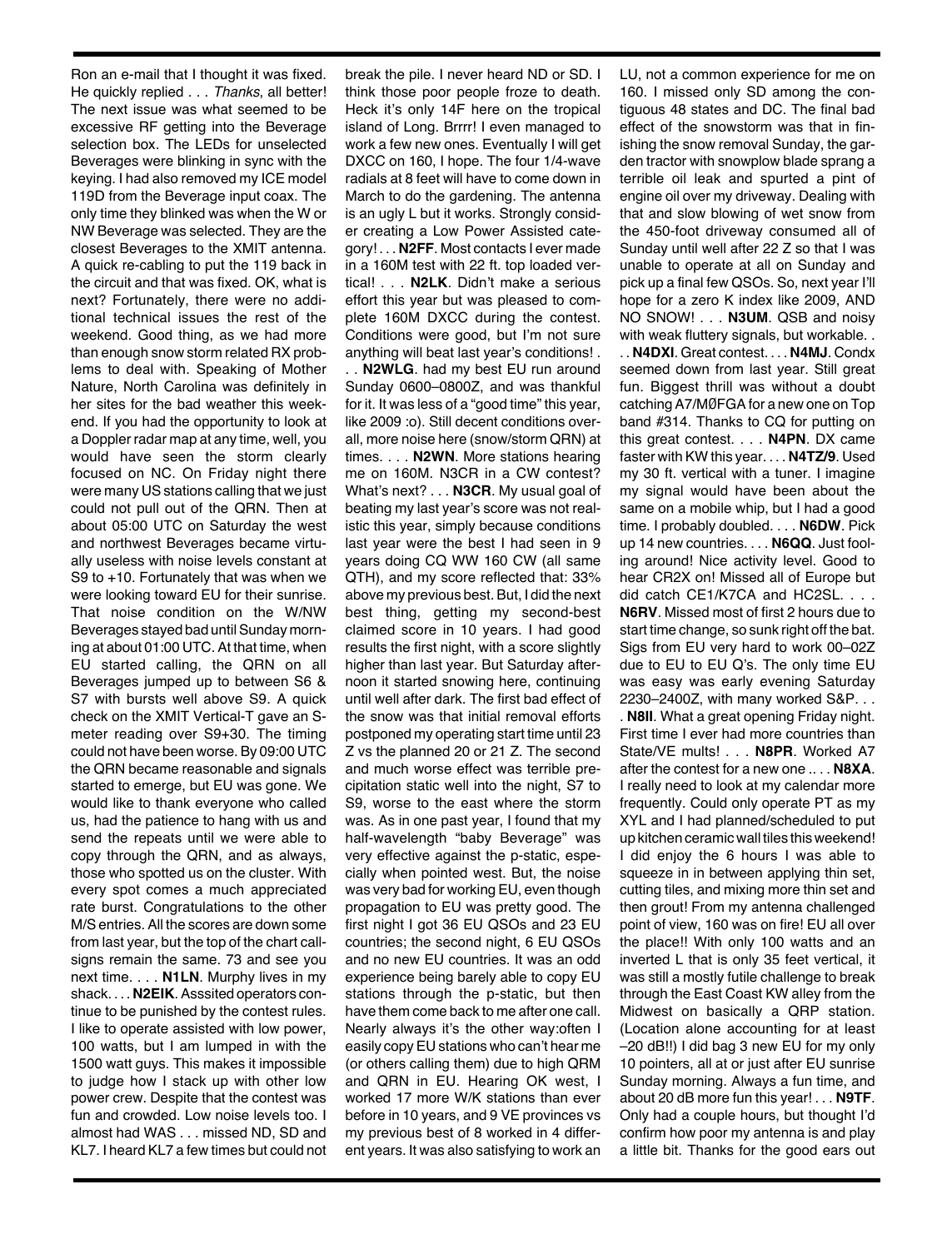Ron an e-mail that I thought it was fixed. He quickly replied . . . *Thanks*, all better! The next issue was what seemed to be excessive RF getting into the Beverage selection box. The LEDs for unselected Beverages were blinking in sync with the keying. I had also removed my ICE model 119D from the Beverage input coax. The only time they blinked was when the W or NW Beverage was selected. They are the closest Beverages to the XMIT antenna. A quick re-cabling to put the 119 back in the circuit and that was fixed. OK, what is next? Fortunately, there were no additional technical issues the rest of the weekend. Good thing, as we had more than enough snow storm related RX problems to deal with. Speaking of Mother Nature, North Carolina was definitely in her sites for the bad weather this weekend. If you had the opportunity to look at a Doppler radar map at any time, well, you would have seen the storm clearly focused on NC. On Friday night there were many US stations calling that we just could not pull out of the QRN. Then at about 05:00 UTC on Saturday the west and northwest Beverages became virtually useless with noise levels constant at S9 to +10. Fortunately that was when we were looking toward EU for their sunrise. That noise condition on the W/NW Beverages stayed bad until Sunday morning at about 01:00 UTC. At that time, when EU started calling, the QRN on all Beverages jumped up to between S6 & S7 with bursts well above S9. A quick check on the XMIT Vertical-T gave an S-meter reading over S9+30. The timing could not have been worse. By 09:00 UTC the QRN became reasonable and signals started to emerge, but EU was gone. We would like to thank everyone who called us, had the patience to hang with us and send the repeats until we were able to copy through the QRN, and as always, those who spotted us on the cluster. With every spot comes a much appreciated rate burst. Congratulations to the other M/S entries. All the scores are down some from last year, but the top of the chart callsigns remain the same. 73 and see you next time. . . . **N1LN**. Murphy lives in my shack. . . . **N2EIK**. Asssited operators continue to be punished by the contest rules. I like to operate assisted with low power, 100 watts, but I am lumped in with the 1500 watt guys. This makes it impossible to judge how I stack up with other low power crew. Despite that the contest was fun and crowded. Low noise levels too. I almost had WAS . . . missed ND, SD and KL7. I heard KL7 a few times but could not break the pile. I never heard ND or SD. I think those poor people froze to death. Heck it's only 14F here on the tropical island of Long. Brrrr! I even managed to work a few new ones. Eventually I will get DXCC on 160, I hope. The four 1/4-wave radials at 8 feet will have to come down in March to do the gardening. The antenna is an ugly L but it works. Strongly consider creating a Low Power Assisted category! . . . **N2FF**. Most contacts I ever made in a 160M test with 22 ft. top loaded vertical! . . . **N2LK**. Didn't make a serious effort this year but was pleased to complete 160M DXCC during the contest. Conditions were good, but I'm not sure anything will beat last year's conditions! . . . **N2WLG**. had my best EU run around Sunday 0600–0800Z, and was thankful for it. It was less of a "good time" this year, like 2009 :o). Still decent conditions overall, more noise here (snow/storm QRN) at times. . . . **N2WN**. More stations hearing me on 160M. N3CR in a CW contest? What's next? . . . **N3CR**. My usual goal of beating my last year's score was not realistic this year, simply because conditions last year were the best I had seen in 9 years doing CQ WW 160 CW (all same QTH), and my score reflected that: 33% above my previous best. But, I did the next best thing, getting my second-best claimed score in 10 years. I had good results the first night, with a score slightly higher than last year. But Saturday afternoon it started snowing here, continuing until well after dark. The first bad effect of the snow was that initial removal efforts postponed my operating start time until 23 Z vs the planned 20 or 21 Z. The second and much worse effect was terrible precipitation static well into the night, S7 to S9, worse to the east where the storm was. As in one past year, I found that my half-wavelength "baby Beverage" was very effective against the p-static, especially when pointed west. But, the noise was very bad for working EU, even though propagation to EU was pretty good. The first night I got 36 EU QSOs and 23 EU countries; the second night, 6 EU QSOs and no new EU countries. It was an odd experience being barely able to copy EU stations through the p-static, but then have them come back to me after one call. Nearly always it's the other way:often I easily copy EU stations who can't hear me (or others calling them) due to high QRM and QRN in EU. Hearing OK west, I worked 17 more W/K stations than ever before in 10 years, and 9 VE provinces vs my previous best of 8 worked in 4 different years. It was also satisfying to work an LU, not a common experience for me on 160. I missed only SD among the contiguous 48 states and DC. The final bad effect of the snowstorm was that in finishing the snow removal Sunday, the garden tractor with snowplow blade sprang a terrible oil leak and spurted a pint of engine oil over my driveway. Dealing with that and slow blowing of wet snow from the 450-foot driveway consumed all of Sunday until well after 22 Z so that I was unable to operate at all on Sunday and pick up a final few QSOs. So, next year I'll hope for a zero K index like 2009, AND NO SNOW! . . . **N3UM**. QSB and noisy with weak fluttery signals, but workable. . . . **N4DXI**. Great contest. . . . **N4MJ**. Condx seemed down from last year. Still great fun. Biggest thrill was without a doubt catching A7/MØFGA for a new one on Top band #314. Thanks to CQ for putting on this great contest. . . . **N4PN**. DX came faster with KW this year. . . . **N4TZ/9**. Used my 30 ft. vertical with a tuner. I imagine my signal would have been about the same on a mobile whip, but I had a good time. I probably doubled. . . . **N6DW**. Pick up 14 new countries. . . . **N6QQ**. Just fooling around! Nice activity level. Good to hear CR2X on! Missed all of Europe but did catch CE1/K7CA and HC2SL. . . . **N6RV**. Missed most of first 2 hours due to start time change, so sunk right off the bat. Sigs from EU very hard to work 00–02Z due to EU to EU Q's. The only time EU was easy was early evening Saturday 2230–2400Z, with many worked S&P. . . . **N8II**. What a great opening Friday night. First time I ever had more countries than State/VE mults! . . . **N8PR**. Worked A7 after the contest for a new one .. . . **N8XA**. I really need to look at my calendar more frequently. Could only operate PT as my XYL and I had planned/scheduled to put up kitchen ceramic wall tiles this weekend! I did enjoy the 6 hours I was able to squeeze in in between applying thin set, cutting tiles, and mixing more thin set and then grout! From my antenna challenged point of view, 160 was on fire! EU all over the place!! With only 100 watts and an inverted L that is only 35 feet vertical, it was still a mostly futile challenge to break through the East Coast KW alley from the Midwest on basically a QRP station. (Location alone accounting for at least –20 dB!!) I did bag 3 new EU for my only 10 pointers, all at or just after EU sunrise Sunday morning. Always a fun time, and about 20 dB more fun this year! . . . **N9TF**. Only had a couple hours, but thought I'd confirm how poor my antenna is and play a little bit. Thanks for the good ears out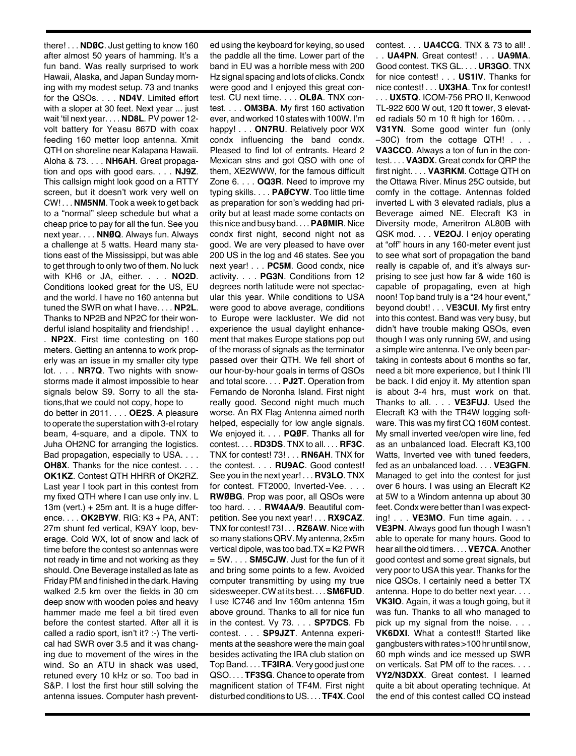there! . . . **NDØC**. Just getting to know 160 after almost 50 years of hamming. It's a fun band. Was really surprised to work Hawaii, Alaska, and Japan Sunday morning with my modest setup. 73 and tnanks for the QSOs. . . . **ND4V**. Limited effort with a sloper at 30 feet. Next year ... just wait 'til next year. . . . **ND8L**. PV power 12-volt battery for Yeasu 867D with coax feeding 160 metter loop antenna. Xmit QTH on shoreline near Kalapana Hawaii. Aloha & 73. . . . **NH6AH**. Great propagation and ops with good ears. . . . **NJ9Z**. This callsign might look good on a RTTY screen, but it doesn't work very well on CW! . . . **NM5NM**. Took a week to get back to a "normal" sleep schedule but what a cheap price to pay for all the fun. See you next year. . . . **NNØQ**. Always fun. Always a challenge at 5 watts. Heard many stations east of the Mississippi, but was able to get through to only two of them. No luck with KH6 or JA, either. . . . **NO2D**. Conditions looked great for the US, EU and the world. I have no 160 antenna but tuned the SWR on what I have. . . . **NP2L**. Thanks to NP2B and NP2C for their wonderful island hospitality and friendship! . . . **NP2X**. First time contesting on 160 meters. Getting an antenna to work properly was an issue in my smaller city type lot. . . . **NR7Q**. Two nights with snowstorms made it almost impossible to hear signals below S9. Sorry to all the stations,that we could not copy, hope to do better in 2011. . . . **OE2S**. A pleasure to operate the superstation with 3-el rotary beam, 4-square, and a dipole. TNX to Juha OH2NC for arranging the logistics. Bad propagation, especially to USA. . . . **OH8X**. Thanks for the nice contest. . . . **OK1KZ**. Contest QTH HHRR of OK2RZ. Last year I took part in this contest from my fixed QTH where I can use only inv. L 13m (vert.) + 25m ant. It is a huge difference. . . . **OK2BYW**. RIG: K3 + PA, ANT: 27m shunt fed vertical, K9AY loop, beverage. Cold WX, lot of snow and lack of time before the contest so antennas were not ready in time and not working as they should. One Beverage installed as late as Friday PM and finished in the dark. Having walked 2.5 km over the fields in 30 cm deep snow with wooden poles and heavy hammer made me feel a bit tired even before the contest started. After all it is called a radio sport, isn't it? :-) The vertical had SWR over 3.5 and it was changing due to movement of the wires in the wind. So an ATU in shack was used, retuned every 10 kHz or so. Too bad in S&P. I lost the first hour still solving the antenna issues. Computer hash prevented using the keyboard for keying, so used the paddle all the time. Lower part of the band in EU was a horrible mess with 200 Hz signal spacing and lots of clicks. Condx were good and I enjoyed this great contest. CU next time. . . . **OLØA**. TNX contest. . . . **OM3BA**. My first 160 activation ever, and worked 10 states with 100W. I'm happy! . . . **ON7RU**. Relatively poor WX condx influencing the band condx. Pleased to find lot of entrants. Heard 2 Mexican stns and got QSO with one of them, XE2WWW, for the famous difficult Zone 6. . . . **OQ3R**. Need to improve my typing skills. . . . **PAØCYW**. Too little time as preparation for son's wedding had priority but at least made some contacts on this nice and busy band. . . . **PAØMIR**. Nice condx first night, second night not as good. We are very pleased to have over 200 US in the log and 46 states. See you next year! . . . **PC5M**. Good condx, nice activity. . . . **PG3N**. Conditions from 12 degrees north latitude were not spectacular this year. While conditions to USA were good to above average, conditions to Europe were lackluster. We did not experience the usual daylight enhancement that makes Europe stations pop out of the morass of signals as the terminator passed over their QTH. We fell short of our hour-by-hour goals in terms of QSOs and total score. . . . **PJ2T**. Operation from Fernando de Noronha Island. First night really good. Second night much much worse. An RX Flag Antenna aimed north helped, especially for low angle signals. We enjoyed it. . . . **PQØF**. Thanks all for contest. . . . **RD3DS**. TNX to all. . . . **RF3C**. TNX for contest! 73! . . . **RN6AH**. TNX for the contest. . . . **RU9AC**. Good contest! See you in the next year! . . . **RV3LO**. TNX for contest. FT2000, Inverted-Vee. . . . **RWØBG**. Prop was poor, all QSOs were too hard. . . . **RW4AA/9**. Beautiful competition. See you next year! . . . **RX9CAZ**. TNX for contest! 73! . . . **RZ6AW**. Nice with so many stations QRV. My antenna, 2x5m vertical dipole, was too bad.TX = K2 PWR = 5W. . . . **SM5CJW**. Just for the fun of it and bring some points to a few. Avoided computer transmitting by using my true sidesweeper. CW at its best. . . . **SM6FUD**. I use IC746 and Inv 160m antenna 15m above ground. Thanks to all for nice fun in the contest. Vy 73. . . . **SP7DCS**. Fb contest. . . . **SP9JZT**. Antenna experiments at the seashore were the main goal besides activating the IRA club station on Top Band. . . . **TF3IRA**. Very good just one QSO. . . . **TF3SG**. Chance to operate from magnificent station of TF4M. First night disturbed conditions to US. . . . **TF4X**. Cool contest. . . . **UA4CCG**. TNX & 73 to all! . . . **UA4PN**. Great contest! . . . **UA9MA**. Good contest. TKS GL. . . . **UR3GO**. TNX for nice contest! . . . **US1IV**. Thanks for nice contest! . . . **UX3HA**. Tnx for contest! . . . **UX5TQ**. ICOM-756 PRO II, Kenwood TL-922 600 W out, 120 ft tower, 3 elevated radials 50 m 10 ft high for 160m. . . . **V31YN**. Some good winter fun (only –30C) from the cottage QTH! . . . **VA3CCO**. Always a ton of fun in the contest. . . . **VA3DX**. Great condx for QRP the first night. . . . **VA3RKM**. Cottage QTH on the Ottawa River. Minus 25C outside, but comfy in the cottage. Antennas folded inverted L with 3 elevated radials, plus a Beverage aimed NE. Elecraft K3 in Diversity mode, Ameritron AL80B with QSK mod. . . . **VE2OJ**. I enjoy operating at "off" hours in any 160-meter event just to see what sort of propagation the band really is capable of, and it's always surprising to see just how far & wide 160 is capable of propagating, even at high noon! Top band truly is a "24 hour event," beyond doubt! . . . V**E3CUI**. My first entry into this contest. Band was very busy, but didn't have trouble making QSOs, even though I was only running 5W, and using a simple wire antenna. I've only been partaking in contests about 6 months so far, need a bit more experience, but I think I'll be back. I did enjoy it. My attention span is about 3-4 hrs, must work on that. Thanks to all. . . . **VE3FUJ**. Used the Elecraft K3 with the TR4W logging software. This was my first CQ 160M contest. My small inverted vee/open wire line, fed as an unbalanced load. Elecraft K3,100 Watts, Inverted vee with tuned feeders, fed as an unbalanced load. . . . **VE3GFN**. Managed to get into the contest for just over 6 hours. I was using an Elecraft K2 at 5W to a Windom antenna up about 30 feet. Condx were better than I was expecting! . . . **VE3MO**. Fun time again. . . . **VE3PN**. Always good fun though I wasn't able to operate for many hours. Good to hear all the old timers. . . . **VE7CA**. Another good contest and some great signals, but very poor to USA this year. Thanks for the nice QSOs. I certainly need a better TX antenna. Hope to do better next year. . . . **VK3IO**. Again, it was a tough going, but it was fun. Thanks to all who managed to pick up my signal from the noise. . . . **VK6DXI**. What a contest!! Started like gangbusters with rates>100 hr until snow, 60 mph winds and ice messed up SWR on verticals. Sat PM off to the races. . . . **VY2/N3DXX**. Great contest. I learned quite a bit about operating technique. At the end of this contest called CQ instead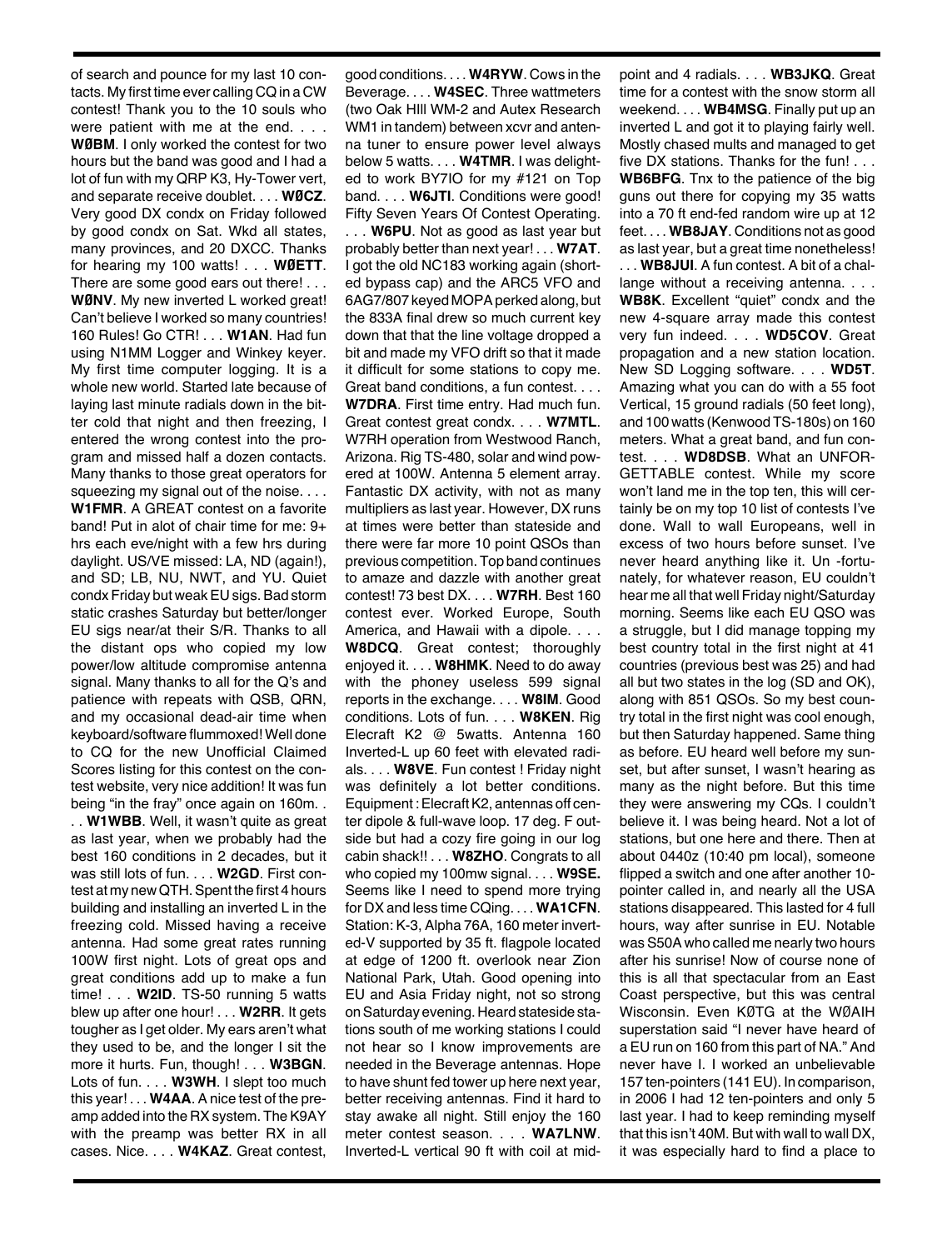of search and pounce for my last 10 contacts. My first time ever calling CQ in a CW contest! Thank you to the 10 souls who were patient with me at the end. . . . **WØBM**. I only worked the contest for two hours but the band was good and I had a lot of fun with my QRP K3, Hy-Tower vert, and separate receive doublet. . . . **WØCZ**. Very good DX condx on Friday followed by good condx on Sat. Wkd all states, many provinces, and 20 DXCC. Thanks for hearing my 100 watts! . . . **WØETT**. There are some good ears out there! . . . **WØNV**. My new inverted L worked great! Can't believe I worked so many countries! 160 Rules! Go CTR! . . . **W1AN**. Had fun using N1MM Logger and Winkey keyer. My first time computer logging. It is a whole new world. Started late because of laying last minute radials down in the bitter cold that night and then freezing, I entered the wrong contest into the program and missed half a dozen contacts. Many thanks to those great operators for squeezing my signal out of the noise. . . . **W1FMR**. A GREAT contest on a favorite band! Put in alot of chair time for me: 9+ hrs each eve/night with a few hrs during daylight. US/VE missed: LA, ND (again!), and SD; LB, NU, NWT, and YU. Quiet condx Friday but weak EU sigs. Bad storm static crashes Saturday but better/longer EU sigs near/at their S/R. Thanks to all the distant ops who copied my low power/low altitude compromise antenna signal. Many thanks to all for the Q's and patience with repeats with QSB, QRN, and my occasional dead-air time when keyboard/software flummoxed! Well done to CQ for the new Unofficial Claimed Scores listing for this contest on the contest website, very nice addition! It was fun being "in the fray" once again on 160m. . . . **W1WBB**. Well, it wasn't quite as great as last year, when we probably had the best 160 conditions in 2 decades, but it was still lots of fun. . . . **W2GD**. First contest at my new QTH. Spent the first 4 hours building and installing an inverted L in the freezing cold. Missed having a receive antenna. Had some great rates running 100W first night. Lots of great ops and great conditions add up to make a fun time! . . . **W2ID**. TS-50 running 5 watts blew up after one hour! . . . **W2RR**. It gets tougher as I get older. My ears aren't what they used to be, and the longer I sit the more it hurts. Fun, though! . . . **W3BGN**. Lots of fun. . . . **W3WH**. I slept too much this year! . . . **W4AA**. A nice test of the preamp added into the RX system. The K9AY with the preamp was better RX in all cases. Nice. . . . **W4KAZ**. Great contest, good conditions. . . . **W4RYW**. Cows in the Beverage. . . . **W4SEC**. Three wattmeters (two Oak HIll WM-2 and Autex Research WM1 in tandem) between xcvr and antenna tuner to ensure power level always below 5 watts. . . . **W4TMR**. I was delighted to work BY7IO for my #121 on Top band. . . . **W6JTI**. Conditions were good! Fifty Seven Years Of Contest Operating. . . . **W6PU**. Not as good as last year but probably better than next year! . . . **W7AT**. I got the old NC183 working again (shorted bypass cap) and the ARC5 VFO and 6AG7/807 keyed MOPA perked along, but the 833A final drew so much current key down that that the line voltage dropped a bit and made my VFO drift so that it made it difficult for some stations to copy me. Great band conditions, a fun contest. . . . **W7DRA**. First time entry. Had much fun. Great contest great condx. . . . **W7MTL**. W7RH operation from Westwood Ranch, Arizona. Rig TS-480, solar and wind powered at 100W. Antenna 5 element array. Fantastic DX activity, with not as many multipliers as last year. However, DX runs at times were better than stateside and there were far more 10 point QSOs than previous competition. Top band continues to amaze and dazzle with another great contest! 73 best DX. . . . **W7RH**. Best 160 contest ever. Worked Europe, South America, and Hawaii with a dipole. . . . **W8DCQ**. Great contest; thoroughly enjoyed it. . . . **W8HMK**. Need to do away with the phoney useless 599 signal reports in the exchange. . . . **W8IM**. Good conditions. Lots of fun. . . . **W8KEN**. Rig Elecraft K2 @ 5watts. Antenna 160 Inverted-L up 60 feet with elevated radials. . . . **W8VE**. Fun contest ! Friday night was definitely a lot better conditions. Equipment : Elecraft K2, antennas off center dipole & full-wave loop. 17 deg. F outside but had a cozy fire going in our log cabin shack!! . . . **W8ZHO**. Congrats to all who copied my 100mw signal. . . . **W9SE.** Seems like I need to spend more trying for DX and less time CQing. . . . **WA1CFN**. Station: K-3, Alpha 76A, 160 meter inverted-V supported by 35 ft. flagpole located at edge of 1200 ft. overlook near Zion National Park, Utah. Good opening into EU and Asia Friday night, not so strong on Saturday evening. Heard stateside stations south of me working stations I could not hear so I know improvements are needed in the Beverage antennas. Hope to have shunt fed tower up here next year, better receiving antennas. Find it hard to stay awake all night. Still enjoy the 160 meter contest season. . . . **WA7LNW**. Inverted-L vertical 90 ft with coil at midpoint and 4 radials. . . . **WB3JKQ**. Great time for a contest with the snow storm all weekend. . . . **WB4MSG**. Finally put up an inverted L and got it to playing fairly well. Mostly chased mults and managed to get five DX stations. Thanks for the fun! . . . **WB6BFG**. Tnx to the patience of the big guns out there for copying my 35 watts into a 70 ft end-fed random wire up at 12 feet. . . . **WB8JAY**. Conditions not as good as last year, but a great time nonetheless! . . . **WB8JUI**. A fun contest. A bit of a challange without a receiving antenna. . . . **WB8K**. Excellent "quiet" condx and the new 4-square array made this contest very fun indeed. . . . **WD5COV**. Great propagation and a new station location. New SD Logging software. . . . **WD5T**. Amazing what you can do with a 55 foot Vertical, 15 ground radials (50 feet long), and 100 watts (Kenwood TS-180s) on 160 meters. What a great band, and fun contest. . . . **WD8DSB**. What an UNFORGETTABLE contest. While my score won't land me in the top ten, this will certainly be on my top 10 list of contests I've done. Wall to wall Europeans, well in excess of two hours before sunset. I've never heard anything like it. Un -fortunately, for whatever reason, EU couldn't hear me all that well Friday night/Saturday morning. Seems like each EU QSO was a struggle, but I did manage topping my best country total in the first night at 41 countries (previous best was 25) and had all but two states in the log (SD and OK), along with 851 QSOs. So my best country total in the first night was cool enough, but then Saturday happened. Same thing as before. EU heard well before my sunset, but after sunset, I wasn't hearing as many as the night before. But this time they were answering my CQs. I couldn't believe it. I was being heard. Not a lot of stations, but one here and there. Then at about 0440z (10:40 pm local), someone flipped a switch and one after another 10-pointer called in, and nearly all the USA stations disappeared. This lasted for 4 full hours, way after sunrise in EU. Notable was S50A who called me nearly two hours after his sunrise! Now of course none of this is all that spectacular from an East Coast perspective, but this was central Wisconsin. Even KØTG at the WØAIH superstation said "I never have heard of a EU run on 160 from this part of NA." And never have I. I worked an unbelievable 157 ten-pointers (141 EU). In comparison, in 2006 I had 12 ten-pointers and only 5 last year. I had to keep reminding myself that this isn't 40M. But with wall to wall DX, it was especially hard to find a place to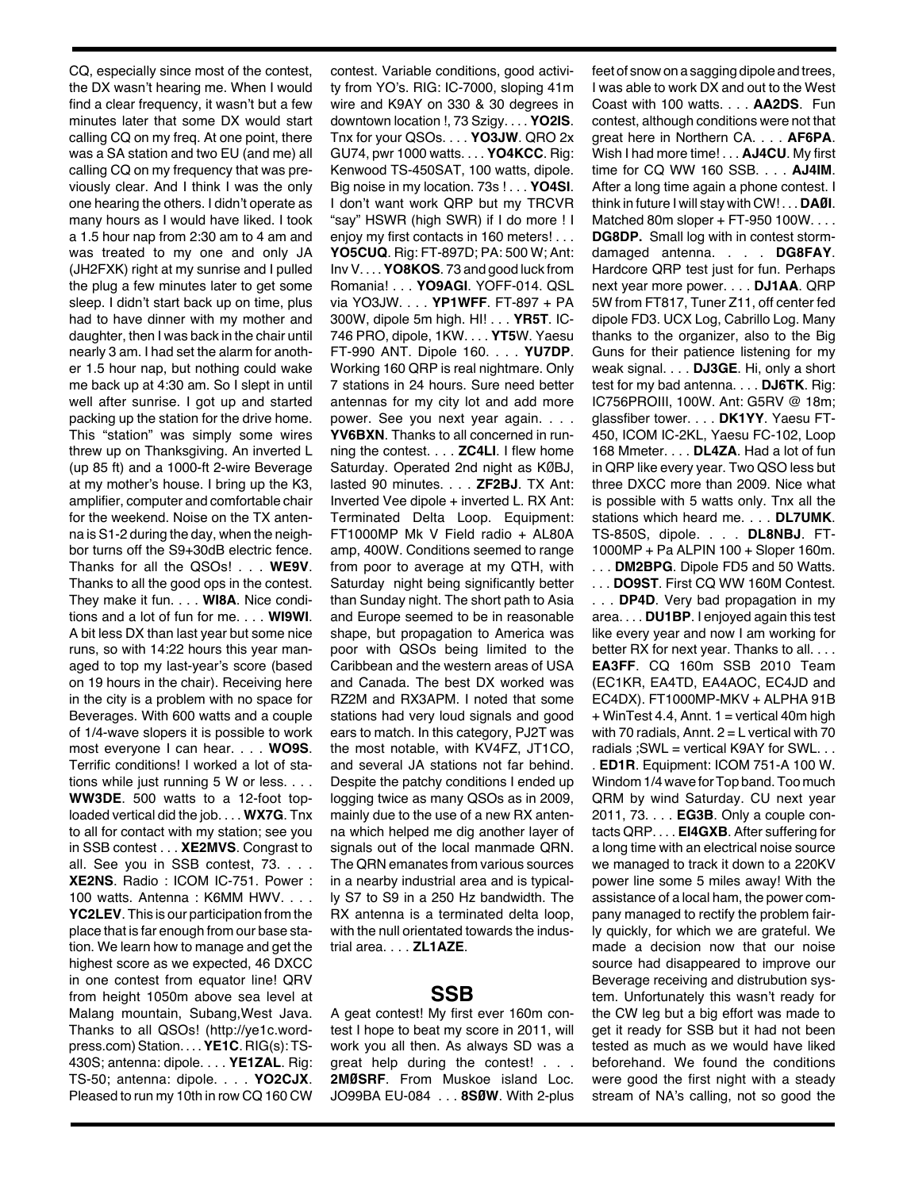CQ, especially since most of the contest, the DX wasn't hearing me. When I would find a clear frequency, it wasn't but a few minutes later that some DX would start calling CQ on my freq. At one point, there was a SA station and two EU (and me) all calling CQ on my frequency that was previously clear. And I think I was the only one hearing the others. I didn't operate as many hours as I would have liked. I took a 1.5 hour nap from 2:30 am to 4 am and was treated to my one and only JA (JH2FXK) right at my sunrise and I pulled the plug a few minutes later to get some sleep. I didn't start back up on time, plus had to have dinner with my mother and daughter, then I was back in the chair until nearly 3 am. I had set the alarm for another 1.5 hour nap, but nothing could wake me back up at 4:30 am. So I slept in until well after sunrise. I got up and started packing up the station for the drive home. This "station" was simply some wires threw up on Thanksgiving. An inverted L (up 85 ft) and a 1000-ft 2-wire Beverage at my mother's house. I bring up the K3, amplifier, computer and comfortable chair for the weekend. Noise on the TX antenna is S1-2 during the day, when the neighbor turns off the S9+30dB electric fence. Thanks for all the QSOs! . . . **WE9V**. Thanks to all the good ops in the contest. They make it fun. . . . **WI8A**. Nice conditions and a lot of fun for me. . . . **WI9WI**. A bit less DX than last year but some nice runs, so with 14:22 hours this year managed to top my last-year's score (based on 19 hours in the chair). Receiving here in the city is a problem with no space for Beverages. With 600 watts and a couple of 1/4-wave slopers it is possible to work most everyone I can hear. . . . **WO9S**. Terrific conditions! I worked a lot of stations while just running 5 W or less. . . . **WW3DE**. 500 watts to a 12-foot top-loaded vertical did the job. . . . **WX7G**. Tnx to all for contact with my station; see you in SSB contest . . . **XE2MVS**. Congrast to all. See you in SSB contest, 73. . . . **XE2NS**. Radio : ICOM IC-751. Power : 100 watts. Antenna : K6MM HWV. . . . **YC2LEV**. This is our participation from the place that is far enough from our base station. We learn how to manage and get the highest score as we expected, 46 DXCC in one contest from equator line! QRV from height 1050m above sea level at Malang mountain, Subang,West Java. Thanks to all QSOs! (http://ye1c.wordpress.com) Station. . . . **YE1C**. RIG(s): TS-430S; antenna: dipole. . . . **YE1ZAL**. Rig: TS-50; antenna: dipole. . . . **YO2CJX**. Pleased to run my 10th in row CQ 160 CW contest. Variable conditions, good activity from YO's. RIG: IC-7000, sloping 41m wire and K9AY on 330 & 30 degrees in downtown location !, 73 Szigy. . . . **YO2IS**. Tnx for your QSOs. . . . **YO3JW**. QRO 2x GU74, pwr 1000 watts. . . . **YO4KCC**. Rig: Kenwood TS-450SAT, 100 watts, dipole. Big noise in my location. 73s ! . . . **YO4SI**. I don't want work QRP but my TRCVR "say" HSWR (high SWR) if I do more ! I enjoy my first contacts in 160 meters! . . . **YO5CUQ**. Rig: FT-897D; PA: 500 W; Ant: Inv V. . . . **YO8KOS**. 73 and good luck from Romania! . . . **YO9AGI**. YOFF-014. QSL via YO3JW. . . . **YP1WFF**. FT-897 + PA 300W, dipole 5m high. HI! . . . **YR5T**. IC-746 PRO, dipole, 1KW. . . . **YT5W**. Yaesu FT-990 ANT. Dipole 160. . . . **YU7DP**. Working 160 QRP is real nightmare. Only 7 stations in 24 hours. Sure need better antennas for my city lot and add more power. See you next year again. . . . **YV6BXN**. Thanks to all concerned in running the contest. . . . **ZC4LI**. I flew home Saturday. Operated 2nd night as KØBJ, lasted 90 minutes. . . . **ZF2BJ**. TX Ant: Inverted Vee dipole + inverted L. RX Ant: Terminated Delta Loop. Equipment: FT1000MP Mk V Field radio + AL80A amp, 400W. Conditions seemed to range from poor to average at my QTH, with Saturday night being significantly better than Sunday night. The short path to Asia and Europe seemed to be in reasonable shape, but propagation to America was poor with QSOs being limited to the Caribbean and the western areas of USA and Canada. The best DX worked was RZ2M and RX3APM. I noted that some stations had very loud signals and good ears to match. In this category, PJ2T was the most notable, with KV4FZ, JT1CO, and several JA stations not far behind. Despite the patchy conditions I ended up logging twice as many QSOs as in 2009, mainly due to the use of a new RX antenna which helped me dig another layer of signals out of the local manmade QRN. The QRN emanates from various sources in a nearby industrial area and is typically S7 to S9 in a 250 Hz bandwidth. The RX antenna is a terminated delta loop, with the null orientated towards the industrial area. . . . **ZL1AZE**.

## SSB

A geat contest! My first ever 160m contest I hope to beat my score in 2011, will work you all then. As always SD was a great help during the contest! . . . **2MØSRF**. From Muskoe island Loc. JO99BA EU-084 . . . **8SØW**. With 2-plus feet of snow on a sagging dipole and trees, I was able to work DX and out to the West Coast with 100 watts. . . . **AA2DS**. Fun contest, although conditions were not that great here in Northern CA. . . . **AF6PA**. Wish I had more time! . . . **AJ4CU**. My first time for CQ WW 160 SSB. . . . **AJ4IM**. After a long time again a phone contest. I think in future I will stay with CW! . . . **DAØI**. Matched 80m sloper + FT-950 100W. . . . **DG8DP.** Small log with in contest storm-damaged antenna. . . . **DG8FAY**. Hardcore QRP test just for fun. Perhaps next year more power. . . . **DJ1AA**. QRP 5W from FT817, Tuner Z11, off center fed dipole FD3. UCX Log, Cabrillo Log. Many thanks to the organizer, also to the Big Guns for their patience listening for my weak signal. . . . **DJ3GE**. Hi, only a short test for my bad antenna. . . . **DJ6TK**. Rig: IC756PROIII, 100W. Ant: G5RV @ 18m; glassfiber tower. . . . **DK1YY**. Yaesu FT-450, ICOM IC-2KL, Yaesu FC-102, Loop 168 Mmeter. . . . **DL4ZA**. Had a lot of fun in QRP like every year. Two QSO less but three DXCC more than 2009. Nice what is possible with 5 watts only. Tnx all the stations which heard me. . . . **DL7UMK**. TS-850S, dipole. . . . **DL8NBJ**. FT-1000MP + Pa ALPIN 100 + Sloper 160m. . . . **DM2BPG**. Dipole FD5 and 50 Watts. . . . **DO9ST**. First CQ WW 160M Contest. . . . **DP4D**. Very bad propagation in my area. . . . **DU1BP**. I enjoyed again this test like every year and now I am working for better RX for next year. Thanks to all. . . . **EA3FF**. CQ 160m SSB 2010 Team (EC1KR, EA4TD, EA4AOC, EC4JD and EC4DX). FT1000MP-MKV + ALPHA 91B + WinTest 4.4, Annt. 1 = vertical 40m high with 70 radials, Annt. 2 = L vertical with 70 radials ;SWL = vertical K9AY for SWL. . . . **ED1R**. Equipment: ICOM 751-A 100 W. Windom 1/4 wave for Top band. Too much QRM by wind Saturday. CU next year 2011, 73. . . . **EG3B**. Only a couple contacts QRP. . . . **EI4GXB**. After suffering for a long time with an electrical noise source we managed to track it down to a 220KV power line some 5 miles away! With the assistance of a local ham, the power company managed to rectify the problem fairly quickly, for which we are grateful. We made a decision now that our noise source had disappeared to improve our Beverage receiving and distrubution system. Unfortunately this wasn't ready for the CW leg but a big effort was made to get it ready for SSB but it had not been tested as much as we would have liked beforehand. We found the conditions were good the first night with a steady stream of NA's calling, not so good the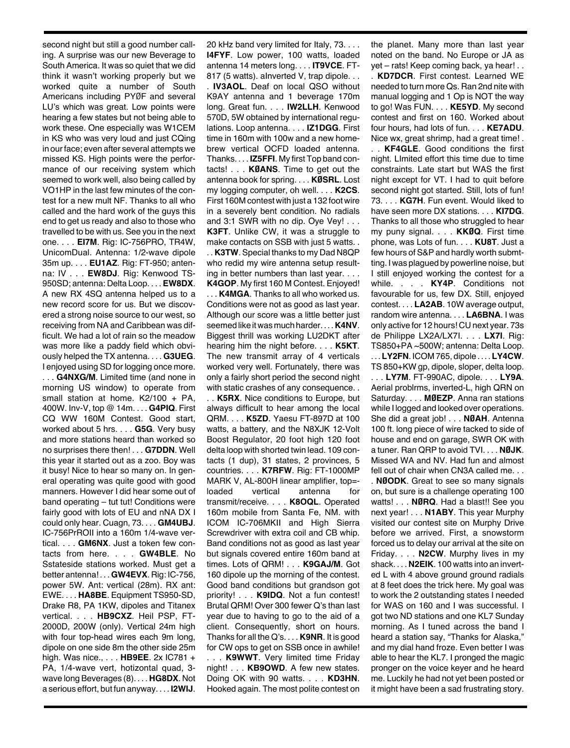second night but still a good number calling. A surprise was our new Beverage to South America. It was so quiet that we did think it wasn't working properly but we worked quite a number of South Americans including PYØF and several LU's which was great. Low points were hearing a few states but not being able to work these. One especially was W1CEM in KS who was very loud and just CQing in our face; even after several attempts we missed KS. High points were the performance of our receiving system which seemed to work well, also being called by VO1HP in the last few minutes of the contest for a new mult NF. Thanks to all who called and the hard work of the guys this end to get us ready and also to those who travelled to be with us. See you in the next one. . . . **EI7M**. Rig: IC-756PRO, TR4W, UnicomDual. Antenna: 1/2-wave dipole 35m up. . . . **EU1AZ**. Rig: FT-950; antenna: IV . . . **EW8DJ**. Rig: Kenwood TS-950SD; antenna: Delta Loop. . . . **EW8DX**. A new RX 4SQ antenna helped us to a new record score for us. But we discovered a strong noise source to our west, so receiving from NA and Caribbean was difficult. We had a lot of rain so the meadow was more like a paddy field which obviously helped the TX antenna. . . . **G3UEG**. I enjoyed using SD for logging once more. . . . **G4NXG/M**. Limited time (and none in morning US window) to operate from small station at home. K2/100 + PA, 400W. Inv-V, top @ 14m. . . . **G4PIQ**. First CQ WW 160M Contest. Good start, worked about 5 hrs. . . . **G5G**. Very busy and more stations heard than worked so no surprises there then! . . . **G7DDN**. Well this year it started out as a zoo. Boy was it busy! Nice to hear so many on. In general operating was quite good with good manners. However I did hear some out of band operating – tut tut! Conditions were fairly good with lots of EU and nNA DX I could only hear. Cuagn, 73. . . . **GM4UBJ**. IC-756PrOII into a 160m 1/4-wave vertical. . . . **GM6NX**. Just a token few contacts from here. . . . **GW4BLE**. No Sstateside stations worked. Must get a better antenna! . . . **GW4EVX**. Rig: IC-756, power 5W. Ant: vertical (28m). RX ant: EWE. . . . **HA8BE**. Equipment TS950-SD, Drake R8, PA 1KW, dipoles and Titanex vertical. . . . **HB9CXZ**. Heil PSP, FT-2000D, 200W (only). Vertical 24m high with four top-head wires each 9m long, dipole on one side 8m the other side 25m high. Was nice., . . . **HB9EE**. 2x IC781 + PA, 1/4-wave vert, hotizontal quad, 3-wave long Beverages (8). . . . **HG8DX**. Not a serious effort, but fun anyway. . . . **I2WIJ**. 20 kHz band very limited for Italy, 73. . . . **I4FYF**. Low power, 100 watts, loaded antenna 14 meters long. . . . **IT9VCE**. FT-817 (5 watts). aInverted V, trap dipole. . . . **IV3AOL**. Deaf on local QSO without K9AY antenna and 1 beverage 170m long. Great fun. . . . **IW2LLH**. Kenwood 570D, 5W obtained by international regulations. Loop antenna. . . . **IZ1DGG**. First time in 160m with 100w and a new homebrew vertical OCFD loaded antenna. Thanks. . . . **IZ5FFI**. My first Top band contacts! . . . **KØANS**. Time to get out the antenna book for spring. . . . **KØSRL**. Lost my logging computer, oh well. . . . **K2CS**. First 160M contest with just a 132 foot wire in a severely bent condition. No radials and 3:1 SWR with no dip. Oye Vey! . . . **K3FT**. Unlike CW, it was a struggle to make contacts on SSB with just 5 watts. . . . **K3TW**. Special thanks to my Dad N8QP who redid my wire antenna setup resulting in better numbers than last year. . . . **K4GOP**. My first 160 M Contest. Enjoyed! . . . **K4MGA**. Thanks to all who worked us. Conditions were not as good as last year. Although our score was a little better just seemed like it was much harder. . . . **K4NV**. Biggest thrill was working LU2DKT after hearing him the night before. . . . **K5KT**. The new transmit array of 4 verticals worked very well. Fortunately, there was only a fairly short period the second night with static crashes of any consequence. . . . **K5RX**. Nice conditions to Europe, but always difficult to hear among the local QRM. . . . **K5ZD**. Yaesu FT-897D at 100 watts, a battery, and the N8XJK 12-Volt Boost Regulator, 20 foot high 120 foot delta loop with shorted twin lead. 109 contacts (1 dup), 31 states, 2 provinces, 5 countries. . . . **K7RFW**. Rig: FT-1000MP MARK V, AL-800H linear amplifier, top=-loaded vertical antenna for transmit/receive. . . . **K8OQL**. Operated 160m mobile from Santa Fe, NM. with ICOM IC-706MKII and High Sierra Screwdriver with extra coil and CB whip. Band conditions not as good as last year but signals covered entire 160m band at times. Lots of QRM! . . . **K9GAJ/M**. Got 160 dipole up the morning of the contest. Good band conditions but grandson got priority! . . . **K9IDQ**. Not a fun contest! Brutal QRM! Over 300 fewer Q's than last year due to having to go to the aid of a client. Consequently, short on hours. Thanks for all the Q's. . . . **K9NR**. It is good for CW ops to get on SSB once in awhile! . . . **K9WWT**. Very limited time Friday night! . . . **KB9OWD**. A few new states. Doing OK with 90 watts. . . . **KD3HN**. Hooked again. The most polite contest on the planet. Many more than last year noted on the band. No Europe or JA as yet – rats! Keep coming back, ya hear! . . . **KD7DCR**. First contest. Learned WE needed to turn more Qs. Ran 2nd nite with manual logging and 1 Op is NOT the way to go! Was FUN. . . . **KE5YD**. My second contest and first on 160. Worked about four hours, had lots of fun. . . . **KE7ADU**. Nice wx, great shrimp, had a great time! . . . **KF4GLE**. Good conditions the first night. LImited effort this time due to time constraints. Late start but WAS the first night except for VT. I had to quit before second night got started. Still, lots of fun! 73. . . . **KG7H**. Fun event. Would liked to have seen more DX stations. . . . **KI7DG**. Thanks to all those who struggled to hear my puny signal. . . . **KKØQ**. First time phone, was Lots of fun. . . . **KU8T**. Just a few hours of S&P and hardly worth submtting. I was plagued by powerline noise, but I still enjoyed working the contest for a while. . . . **KY4P**. Conditions not favourable for us, few DX. Still, enjoyed contest. . . . **LA2AB**. 10W average output, random wire antenna. . . . **LA6BNA**. I was only active for 12 hours! CU next year. 73s de Philippe LX2A/LX7I. . . . **LX7I**. Rig: TS850+PA ~500W; antenna: Delta Loop. . . . **LY2FN**. ICOM 765, dipole . . . . **LY4CW**. TS 850+KW gp, dipole, sloper, delta loop. . . . **LY7M**. FT-990AC, dipole. . . . **LY9A**. Aerial problrms, inverted-L, high QRN on Saturday. . . . **MØEZP**. Anna ran stations while I logged and looked over operations. She did a great job! . . . **NØAH**. Antenna 100 ft. long piece of wire tacked to side of house and end on garage, SWR OK with a tuner. Ran QRP to avoid TVI. . . . **NØJK**. Missed WA and NV. Had fun and almost fell out of chair when CN3A called me. . . . **NØODK**. Great to see so many signals on, but sure is a challenge operating 100 watts! . . . **NØRQ**. Had a blast!! See you next year! . . . **N1ABY**. This year Murphy visited our contest site on Murphy Drive before we arrived. First, a snowstorm forced us to delay our arrival at the site on Friday. . . . **N2CW**. Murphy lives in my shack. . . . **N2EIK**. 100 watts into an inverted L with 4 above ground ground radials at 8 feet does the trick here. My goal was to work the 2 outstanding states I needed for WAS on 160 and I was successful. I got two ND stations and one KL7 Sunday morning. As I tuned across the band I heard a station say, "Thanks for Alaska," and my dial hand froze. Even better I was able to hear the KL7. I pronged the magic pronger on the voice keyer and he heard me. Luckily he had not yet been posted or it might have been a sad frustrating story.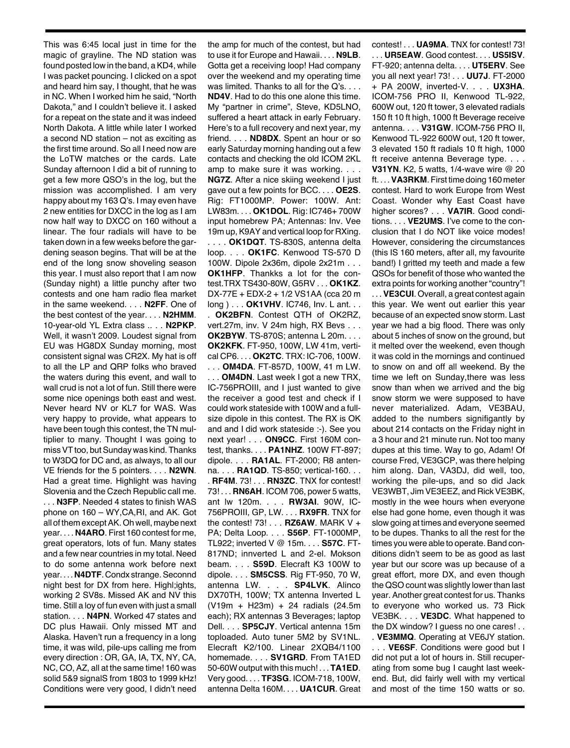This was 6:45 local just in time for the magic of grayline. The ND station was found posted low in the band, a KD4, while I was packet pouncing. I clicked on a spot and heard him say, I thought, that he was in NC. When I worked him he said, "North Dakota," and I couldn't believe it. I asked for a repeat on the state and it was indeed North Dakota. A little while later I worked a second ND station – not as exciting as the first time around. So all I need now are the LoTW matches or the cards. Late Sunday afternoon I did a bit of running to get a few more QSO's in the log, but the mission was accomplished. I am very happy about my 163 Q's. I may even have 2 new entities for DXCC in the log as I am now half way to DXCC on 160 without a linear. The four radials will have to be taken down in a few weeks before the gardening season begins. That will be at the end of the long snow shoveling season this year. I must also report that I am now (Sunday night) a little punchy after two contests and one ham radio flea market in the same weekend. . . . **N2FF**. One of the best contest of the year. . . . **N2HMM**. 10-year-old YL Extra class .. . . **N2PKP**. Well, it wasn't 2009. Loudest signal from EU was HG8DX Sunday morning, most consistent signal was CR2X. My hat is off to all the LP and QRP folks who braved the waters during this event, and wall to wall crud is not a lot of fun. Still there were some nice openings both east and west. Never heard NV or KL7 for WAS. Was very happy to provide, what appears to have been tough this contest, the TN multiplier to many. Thought I was going to miss VT too, but Sunday was kind. Thanks to W3DQ for DC and, as always, to all our VE friends for the 5 pointers. . . . **N2WN**. Had a great time. Highlight was having Slovenia and the Czech Republic call me. . . . **N3FP**. Needed 4 states to finish WAS phone on 160 – WY,CA,RI, and AK. Got all of them except AK. Oh well, maybe next year. . . . **N4ARO**. First 160 contest for me, great operators, lots of fun. Many states and a few near countries in my total. Need to do some antenna work before next year. . . . **N4DTF**. Condx strange. Seconnd night best for DX from here. Highl;ights, working 2 SV8s. Missed AK and NV this time. Still a loy of fun even with just a small station. . . . **N4PN**. Worked 47 states and DC plus Hawaii. Only missed MT and Alaska. Haven't run a frequency in a long time, it was wild, pile-ups calling me from every direction : OR, GA, IA, TX, NY, CA, NC, CO, AZ, all at the same time! 160 was solid 5&9 signalS from 1803 to 1999 kHz! Conditions were very good, I didn't need the amp for much of the contest, but had to use it for Europe and Hawaii. . . . **N9LB**. Gotta get a receiving loop! Had company over the weekend and my operating time was limited. Thanks to all for the Q's. . . . **ND4V**. Had to do this one alone this time. My "partner in crime", Steve, KD5LNO, suffered a heart attack in early February. Here's to a full recovery and next year, my friend. . . . **ND8DX**. Spent an hour or so early Saturday morning handing out a few contacts and checking the old ICOM 2KL amp to make sure it was working. . . . **NG7Z**. After a nice skiing weekend I just gave out a few points for BCC. . . . **OE2S**. Rig: FT1000MP. Power: 100W. Ant: LW83m. . . . **OK1DOL**. Rig: IC746+ 700W input homebrew PA; Antennas: Inv. Vee 19m up, K9AY and vertical loop for RXing. . . . . **OK1DQT**. TS-830S, antenna delta loop. . . . **OK1FC**. Kenwood TS-570 D 100W. Dipole 2x36m, dipole 2x21m . . . **OK1HFP**. Thankks a lot for the contest.TRX TS430-80W, G5RV . . . **OK1KZ**. DX-77E + EDX-2 + 1/2 VS1AA (cca 20 m long ) . . . **OK1VHV**. IC746, Inv. L ant. . . . **OK2BFN**. Contest QTH of OK2RZ, vert.27m, inv. V 24m high, RX Bevs . . . **OK2BYW**. TS-870S; antenna L 20m. . . . **OK2KFK**. FT-950, 100W, LW 41m, vertical CP6. . . . **OK2TC**. TRX: IC-706, 100W. . . . **OM4DA**. FT-857D, 100W, 41 m LW. . . . **OM4DN**. Last week I got a new TRX, IC-756PROIII, and I just wanted to give the receiver a good test and check if I could work stateside with 100W and a full-size dipole in this contest. The RX is OK and and I did work stateside :-). See you next year! . . . **ON9CC**. First 160M contest, thanks. . . . **PA1NHZ**. 100W FT-897; dipole. . . . **RA1AL**. FT-2000; R8 antenna. . . . **RA1QD**. TS-850; vertical-160. . . . **RF4M**. 73! . . . **RN3ZC**. TNX for contest! 73! . . . **RN6AH**. ICOM 706, power 5 watts, ant lw 120m. . . . **RW3AI**. 90W, IC-756PROIII, GP, LW. . . . **RX9FR**. TNX for the contest! 73! . . . **RZ6AW**. MARK V + PA; Delta Loop. . . . **S56P**. FT-1000MP, TL922; inverted V @ 15m. . . . **S57C**. FT-817ND; innverted L and 2-el. Mokson beam. . . . **S59D**. Elecraft K3 100W to dipole. . . . **SM5CSS**. Rig FT-950, 70 W, antenna LW. . . . **SP4LVK**. Alinco DX70TH, 100W; TX antenna Inverted L (V19m + H23m) + 24 radials (24.5m each); RX antennas 3 Beverages; laptop Dell. . . . **SP5CJY**. Vertical antenna 15m toploaded. Auto tuner 5M2 by SV1NL. Elecraft K2/100. Linear 2XQB4/1100 homemade. . . . **SV1GRD**. From TA1ED 50-60W output with this much! . . . **TA1ED**. Very good. . . . **TF3SG**. ICOM-718, 100W, antenna Delta 160M. . . . **UA1CUR**. Great contest! . . . **UA9MA**. TNX for contest! 73! . . . **UR5EAW**. Good contest. . . . **US5ISV**. FT-920; antenna delta. . . . **UT5ERV**. See you all next year! 73! . . . **UU7J**. FT-2000 + PA 200W, inverted-V. . . . **UX3HA**. ICOM-756 PRO II, Kenwood TL-922, 600W out, 120 ft tower, 3 elevated radials 150 ft 10 ft high, 1000 ft Beverage receive antenna. . . . **V31GW**. ICOM-756 PRO II, Kenwood TL-922 600W out, 120 ft tower, 3 elevated 150 ft radials 10 ft high, 1000 ft receive antenna Beverage type. . . . **V31YN**. K2, 5 watts, 1/4-wave wire @ 20 ft. . . . **VA3RKM**. First time doing 160 meter contest. Hard to work Europe from West Coast. Wonder why East Coast have higher scores? . . . **VA7IR**. Good conditions. . . . **VE2UMS**. I've come to the conclusion that I do NOT like voice modes! However, considering the circumstances (this IS 160 meters, after all, my favourite band!) I gritted my teeth and made a few QSOs for benefit of those who wanted the extra points for working another "country"! . . . **VE3CUI**. Overall, a great contest again this year. We went out earlier this year because of an expected snow storm. Last year we had a big flood. There was only about 5 inches of snow on the ground, but it melted over the weekend, even though it was cold in the mornings and continued to snow on and off all weekend. By the time we left on Sunday,there was less snow than when we arrived and the big snow storm we were supposed to have never materialized. Adam, VE3BAU, added to the numbers signifigantly by about 214 contacts on the Friday night in a 3 hour and 21 minute run. Not too many dupes at this time. Way to go, Adam! Of course Fred, VE3GCP, was there helping him along. Dan, VA3DJ, did well, too, working the pile-ups, and so did Jack VE3WBT, Jim VE3EEZ, and Rick VE3BK, mostly in the wee hours when everyone else had gone home, even though it was slow going at times and everyone seemed to be dupes. Thanks to all the rest for the times you were able to operate. Band conditions didn't seem to be as good as last year but our score was up because of a great effort, more DX, and even though the QSO count was slightly lower than last year. Another great contest for us. Thanks to everyone who worked us. 73 Rick VE3BK. . . . **VE3DC**. What happened to the DX window? I guess no one cares! . . . **VE3MMQ**. Operating at VE6JY station. . . . **VE6SF**. Conditions were good but I did not put a lot of hours in. Still recuperating from some bug I caught last weekend. But, did fairly well with my vertical and most of the time 150 watts or so.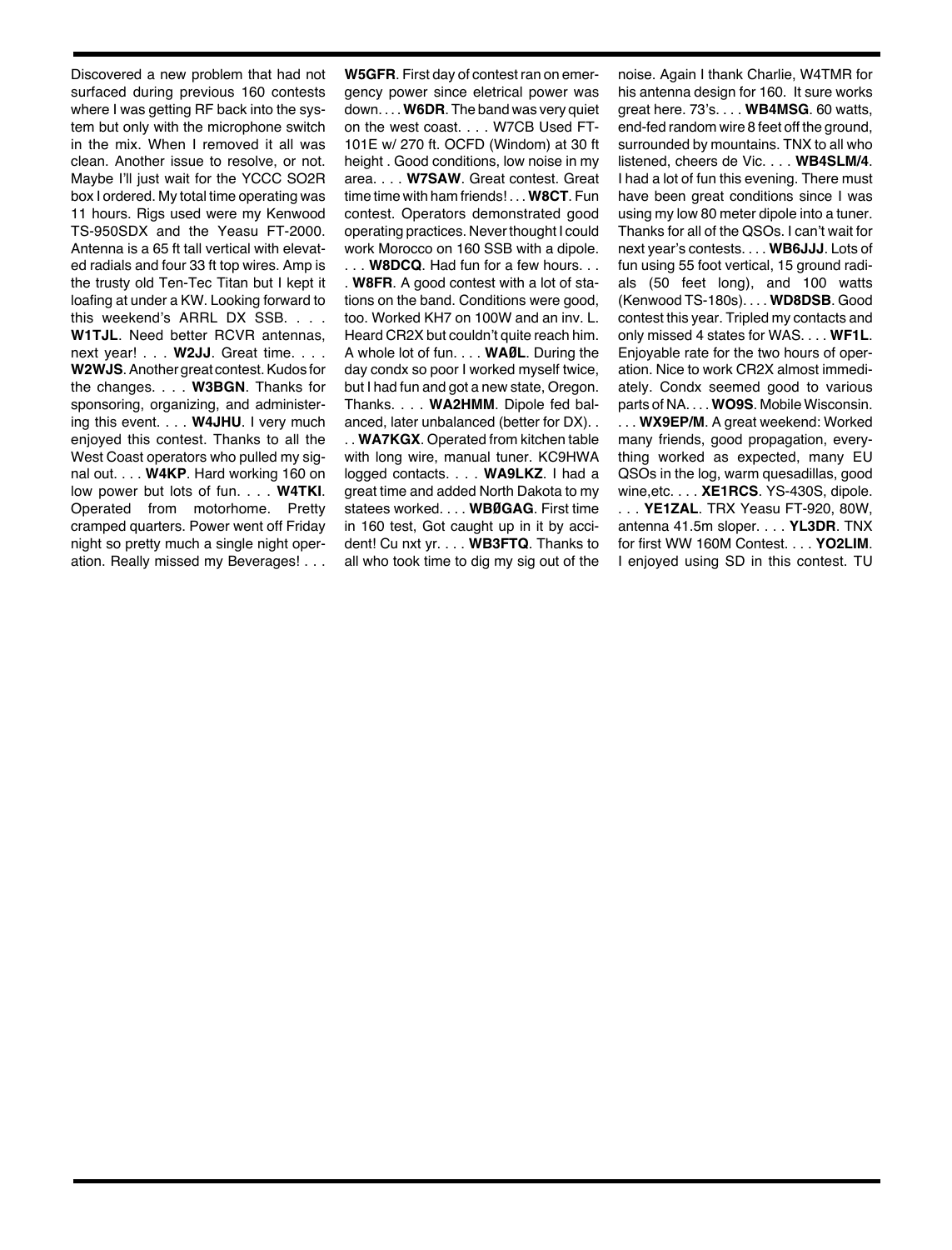Discovered a new problem that had not surfaced during previous 160 contests where I was getting RF back into the system but only with the microphone switch in the mix. When I removed it all was clean. Another issue to resolve, or not. Maybe I'll just wait for the YCCC SO2R box I ordered. My total time operating was 11 hours. Rigs used were my Kenwood TS-950SDX and the Yeasu FT-2000. Antenna is a 65 ft tall vertical with elevated radials and four 33 ft top wires. Amp is the trusty old Ten-Tec Titan but I kept it loafing at under a KW. Looking forward to this weekend's ARRL DX SSB. . . . **W1TJL**. Need better RCVR antennas, next year! . . . **W2JJ**. Great time. . . . **W2WJS**. Another great contest. Kudos for the changes. . . . **W3BGN**. Thanks for sponsoring, organizing, and administering this event. . . . **W4JHU**. I very much enjoyed this contest. Thanks to all the West Coast operators who pulled my signal out. . . . **W4KP**. Hard working 160 on low power but lots of fun. . . . **W4TKI**. Operated from motorhome. Pretty cramped quarters. Power went off Friday night so pretty much a single night operation. Really missed my Beverages! . . . **W5GFR**. First day of contest ran on emergency power since eletrical power was down. . . . **W6DR**. The band was very quiet on the west coast. . . . W7CB Used FT-101E w/ 270 ft. OCFD (Windom) at 30 ft height . Good conditions, low noise in my area. . . . **W7SAW**. Great contest. Great time time with ham friends! . . . **W8CT**. Fun contest. Operators demonstrated good operating practices. Never thought I could work Morocco on 160 SSB with a dipole. . . . **W8DCQ**. Had fun for a few hours. . . . **W8FR**. A good contest with a lot of stations on the band. Conditions were good, too. Worked KH7 on 100W and an inv. L. Heard CR2X but couldn't quite reach him. A whole lot of fun. . . . **WAØL**. During the day condx so poor I worked myself twice, but I had fun and got a new state, Oregon. Thanks. . . . **WA2HMM**. Dipole fed balanced, later unbalanced (better for DX). . . . **WA7KGX**. Operated from kitchen table with long wire, manual tuner. KC9HWA logged contacts. . . . **WA9LKZ**. I had a great time and added North Dakota to my statees worked. . . . **WBØGAG**. First time in 160 test, Got caught up in it by accident! Cu nxt yr. . . . **WB3FTQ**. Thanks to all who took time to dig my sig out of the noise. Again I thank Charlie, W4TMR for his antenna design for 160. It sure works great here. 73's. . . . **WB4MSG**. 60 watts, end-fed random wire 8 feet off the ground, surrounded by mountains. TNX to all who listened, cheers de Vic. . . . **WB4SLM/4**. I had a lot of fun this evening. There must have been great conditions since I was using my low 80 meter dipole into a tuner. Thanks for all of the QSOs. I can't wait for next year's contests. . . . **WB6JJJ**. Lots of fun using 55 foot vertical, 15 ground radials (50 feet long), and 100 watts (Kenwood TS-180s). . . . **WD8DSB**. Good contest this year. Tripled my contacts and only missed 4 states for WAS. . . . **WF1L**. Enjoyable rate for the two hours of operation. Nice to work CR2X almost immediately. Condx seemed good to various parts of NA. . . . **WO9S**. Mobile Wisconsin. . . . **WX9EP/M**. A great weekend: Worked many friends, good propagation, everything worked as expected, many EU QSOs in the log, warm quesadillas, good wine,etc. . . . **XE1RCS**. YS-430S, dipole. . . . **YE1ZAL**. TRX Yeasu FT-920, 80W, antenna 41.5m sloper. . . . **YL3DR**. TNX for first WW 160M Contest. . . . **YO2LIM**. I enjoyed using SD in this contest. TU